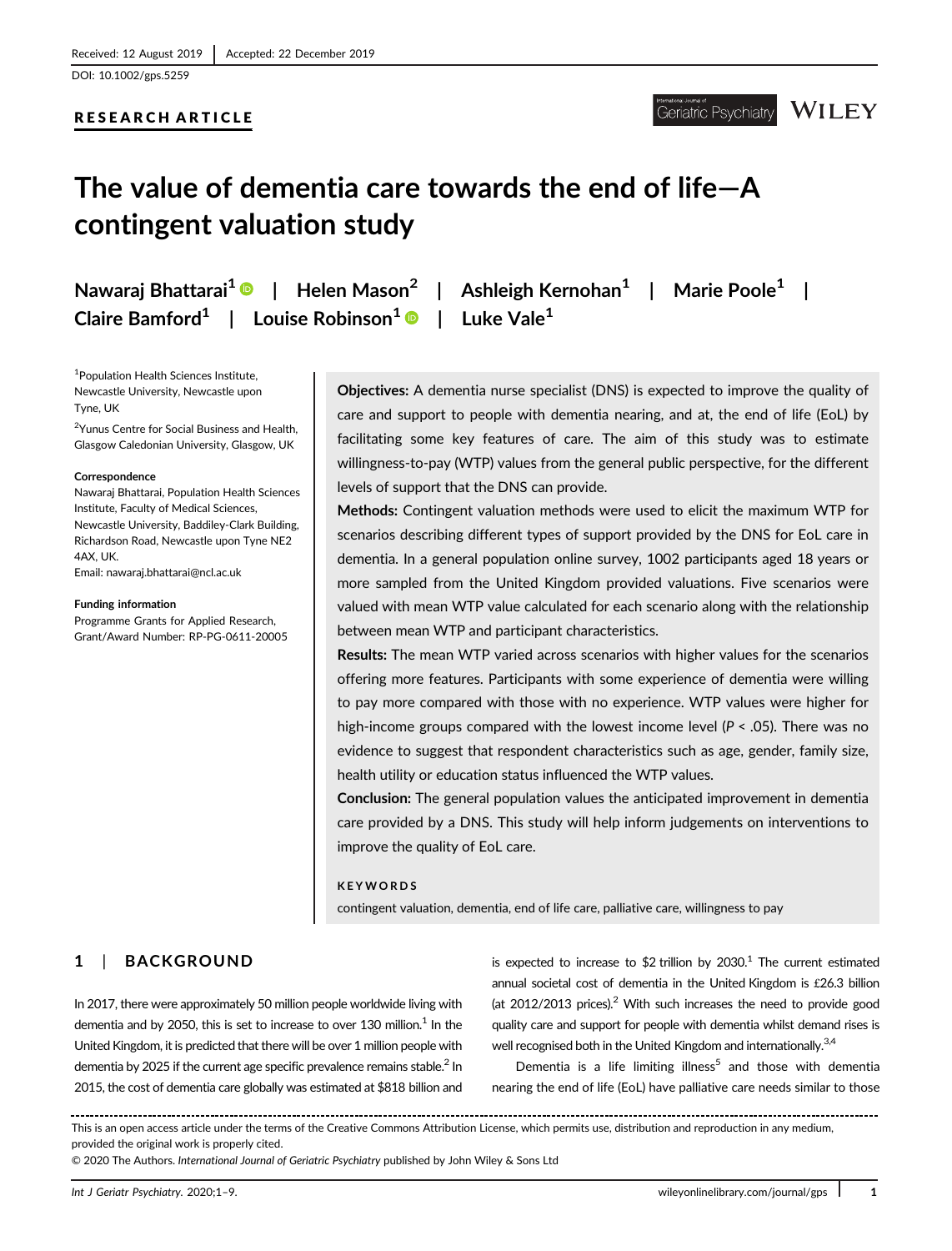Received: 12 August 2019 | Accepted: 22 December 2019

DOI: 10.1002/gps.5259

**RESEARCH ARTICLE**

# The value of dementia care towards the end of life—A contingent valuation study

**Nawaraj Bhattarai[1] | Helen Mason[2] | Ashleigh Kernohan[1] | Marie Poole[1] | Claire Bamford[1] | Louise Robinson[1] | Luke Vale[1]**

[1]Population Health Sciences Institute, Newcastle University, Newcastle upon Tyne, UK

[2]Yunus Centre for Social Business and Health, Glasgow Caledonian University, Glasgow, UK

**Correspondence**
Nawaraj Bhattarai, Population Health Sciences Institute, Faculty of Medical Sciences, Newcastle University, Baddiley-Clark Building, Richardson Road, Newcastle upon Tyne NE2 4AX, UK.
Email: nawaraj.bhattarai@ncl.ac.uk

**Funding information**
Programme Grants for Applied Research, Grant/Award Number: RP-PG-0611-20005

**Objectives:** A dementia nurse specialist (DNS) is expected to improve the quality of care and support to people with dementia nearing, and at, the end of life (EoL) by facilitating some key features of care. The aim of this study was to estimate willingness-to-pay (WTP) values from the general public perspective, for the different levels of support that the DNS can provide.

**Methods:** Contingent valuation methods were used to elicit the maximum WTP for scenarios describing different types of support provided by the DNS for EoL care in dementia. In a general population online survey, 1002 participants aged 18 years or more sampled from the United Kingdom provided valuations. Five scenarios were valued with mean WTP value calculated for each scenario along with the relationship between mean WTP and participant characteristics.

**Results:** The mean WTP varied across scenarios with higher values for the scenarios offering more features. Participants with some experience of dementia were willing to pay more compared with those with no experience. WTP values were higher for high-income groups compared with the lowest income level ($P < .05$). There was no evidence to suggest that respondent characteristics such as age, gender, family size, health utility or education status influenced the WTP values.

**Conclusion:** The general population values the anticipated improvement in dementia care provided by a DNS. This study will help inform judgements on interventions to improve the quality of EoL care.

**KEYWORDS**
contingent valuation, dementia, end of life care, palliative care, willingness to pay

## 1 | BACKGROUND

In 2017, there were approximately 50 million people worldwide living with dementia and by 2050, this is set to increase to over 130 million.[1] In the United Kingdom, it is predicted that there will be over 1 million people with dementia by 2025 if the current age specific prevalence remains stable.[2] In 2015, the cost of dementia care globally was estimated at $818 billion and is expected to increase to $2 trillion by 2030.[1] The current estimated annual societal cost of dementia in the United Kingdom is £26.3 billion (at 2012/2013 prices).[2] With such increases the need to provide good quality care and support for people with dementia whilst demand rises is well recognised both in the United Kingdom and internationally.[3,4]

Dementia is a life limiting illness[5] and those with dementia nearing the end of life (EoL) have palliative care needs similar to those

This is an open access article under the terms of the Creative Commons Attribution License, which permits use, distribution and reproduction in any medium, provided the original work is properly cited.
© 2020 The Authors. *International Journal of Geriatric Psychiatry* published by John Wiley & Sons Ltd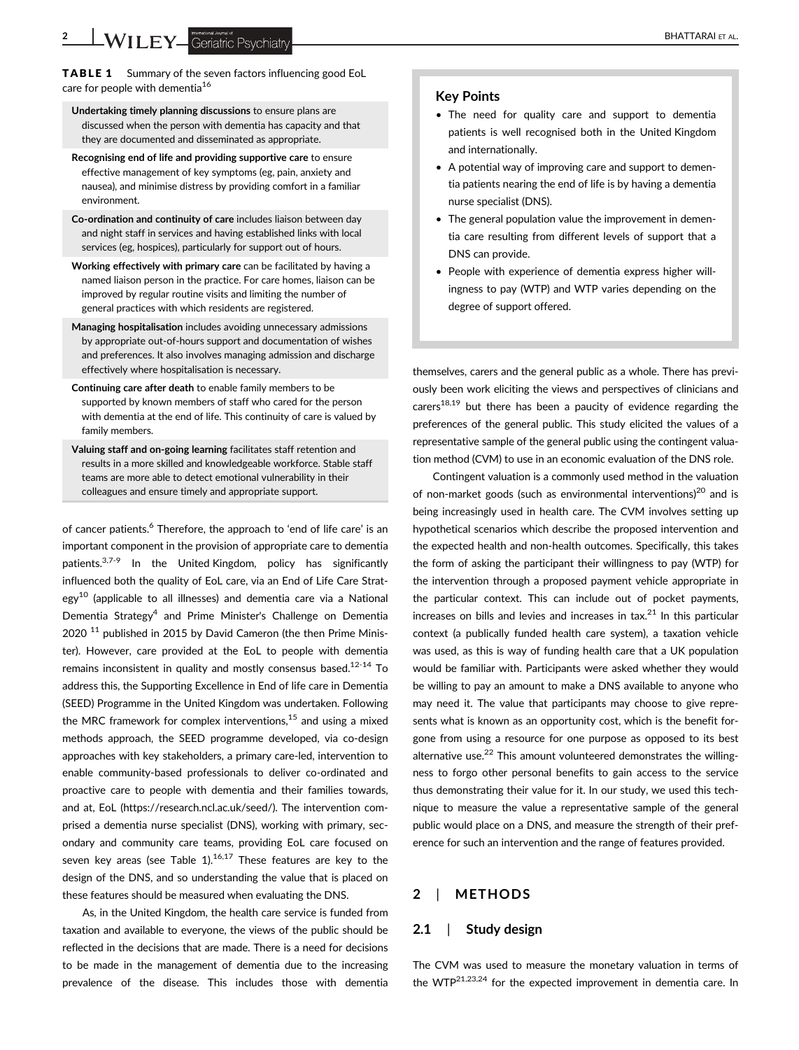**TABLE 1** Summary of the seven factors influencing good EoL care for people with dementia[16]

| |
|---|
| **Undertaking timely planning discussions** to ensure plans are discussed when the person with dementia has capacity and that they are documented and disseminated as appropriate. |
| **Recognising end of life and providing supportive care** to ensure effective management of key symptoms (eg, pain, anxiety and nausea), and minimise distress by providing comfort in a familiar environment. |
| **Co-ordination and continuity of care** includes liaison between day and night staff in services and having established links with local services (eg, hospices), particularly for support out of hours. |
| **Working effectively with primary care** can be facilitated by having a named liaison person in the practice. For care homes, liaison can be improved by regular routine visits and limiting the number of general practices with which residents are registered. |
| **Managing hospitalisation** includes avoiding unnecessary admissions by appropriate out-of-hours support and documentation of wishes and preferences. It also involves managing admission and discharge effectively where hospitalisation is necessary. |
| **Continuing care after death** to enable family members to be supported by known members of staff who cared for the person with dementia at the end of life. This continuity of care is valued by family members. |
| **Valuing staff and on-going learning** facilitates staff retention and results in a more skilled and knowledgeable workforce. Stable staff teams are more able to detect emotional vulnerability in their colleagues and ensure timely and appropriate support. |

of cancer patients.[6] Therefore, the approach to 'end of life care' is an important component in the provision of appropriate care to dementia patients.[3,7-9] In the United Kingdom, policy has significantly influenced both the quality of EoL care, via an End of Life Care Strategy[10] (applicable to all illnesses) and dementia care via a National Dementia Strategy[4] and Prime Minister's Challenge on Dementia 2020[11] published in 2015 by David Cameron (the then Prime Minister). However, care provided at the EoL to people with dementia remains inconsistent in quality and mostly consensus based.[12-14] To address this, the Supporting Excellence in End of life care in Dementia (SEED) Programme in the United Kingdom was undertaken. Following the MRC framework for complex interventions,[15] and using a mixed methods approach, the SEED programme developed, via co-design approaches with key stakeholders, a primary care-led, intervention to enable community-based professionals to deliver co-ordinated and proactive care to people with dementia and their families towards, and at, EoL (https://research.ncl.ac.uk/seed/). The intervention comprised a dementia nurse specialist (DNS), working with primary, secondary and community care teams, providing EoL care focused on seven key areas (see Table 1).[16,17] These features are key to the design of the DNS, and so understanding the value that is placed on these features should be measured when evaluating the DNS.

As, in the United Kingdom, the health care service is funded from taxation and available to everyone, the views of the public should be reflected in the decisions that are made. There is a need for decisions to be made in the management of dementia due to the increasing prevalence of the disease. This includes those with dementia themselves, carers and the general public as a whole. There has previously been work eliciting the views and perspectives of clinicians and carers[18,19] but there has been a paucity of evidence regarding the preferences of the general public. This study elicited the values of a representative sample of the general public using the contingent valuation method (CVM) to use in an economic evaluation of the DNS role.

> **Key Points**
>
> - The need for quality care and support to dementia patients is well recognised both in the United Kingdom and internationally.
> - A potential way of improving care and support to dementia patients nearing the end of life is by having a dementia nurse specialist (DNS).
> - The general population value the improvement in dementia care resulting from different levels of support that a DNS can provide.
> - People with experience of dementia express higher willingness to pay (WTP) and WTP varies depending on the degree of support offered.

Contingent valuation is a commonly used method in the valuation of non-market goods (such as environmental interventions)[20] and is being increasingly used in health care. The CVM involves setting up hypothetical scenarios which describe the proposed intervention and the expected health and non-health outcomes. Specifically, this takes the form of asking the participant their willingness to pay (WTP) for the intervention through a proposed payment vehicle appropriate in the particular context. This can include out of pocket payments, increases on bills and levies and increases in tax.[21] In this particular context (a publically funded health care system), a taxation vehicle was used, as this is way of funding health care that a UK population would be familiar with. Participants were asked whether they would be willing to pay an amount to make a DNS available to anyone who may need it. The value that participants may choose to give represents what is known as an opportunity cost, which is the benefit forgone from using a resource for one purpose as opposed to its best alternative use.[22] This amount volunteered demonstrates the willingness to forgo other personal benefits to gain access to the service thus demonstrating their value for it. In our study, we used this technique to measure the value a representative sample of the general public would place on a DNS, and measure the strength of their preference for such an intervention and the range of features provided.

## 2 | METHODS

### 2.1 | Study design

The CVM was used to measure the monetary valuation in terms of the WTP[21,23,24] for the expected improvement in dementia care. In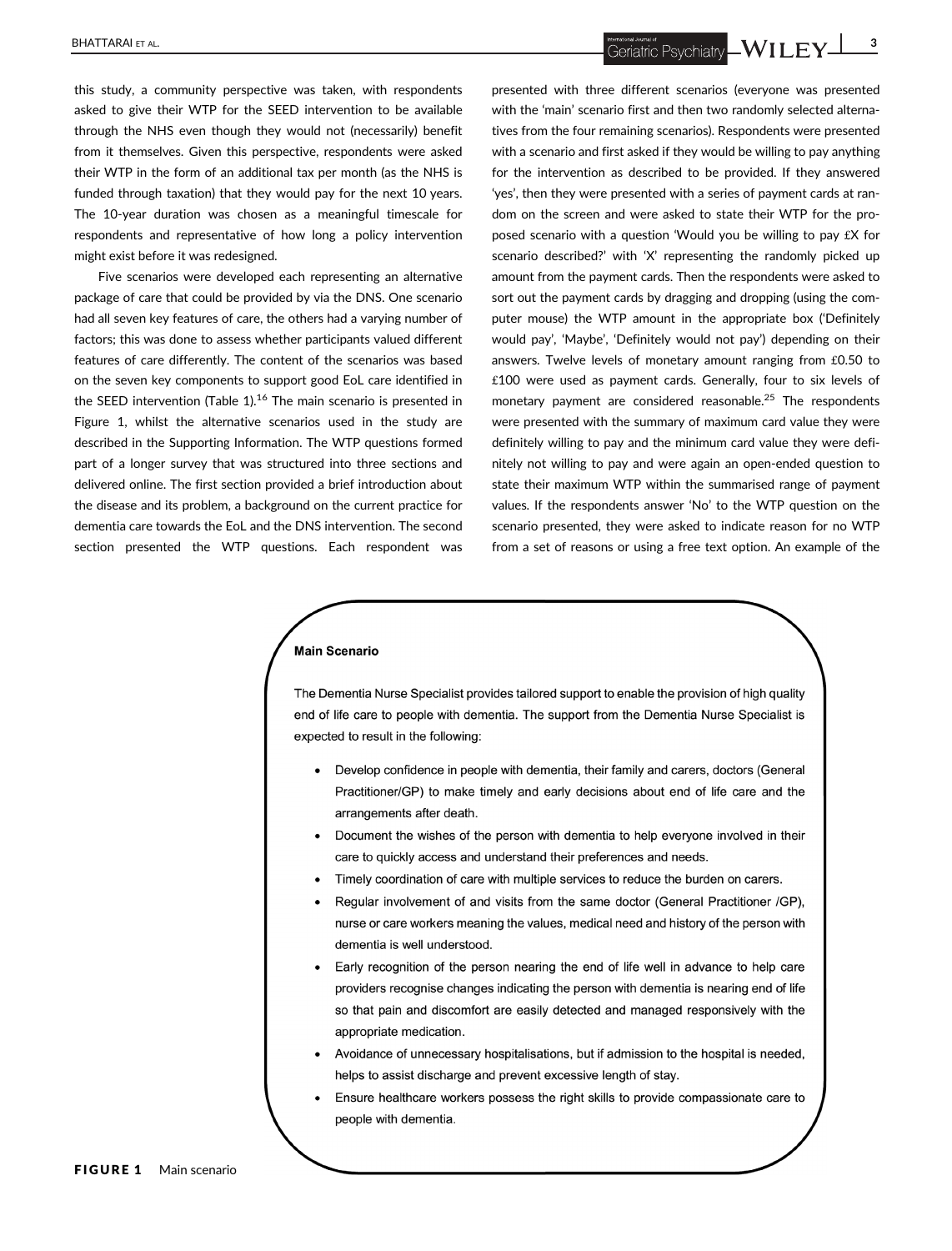this study, a community perspective was taken, with respondents asked to give their WTP for the SEED intervention to be available through the NHS even though they would not (necessarily) benefit from it themselves. Given this perspective, respondents were asked their WTP in the form of an additional tax per month (as the NHS is funded through taxation) that they would pay for the next 10 years. The 10-year duration was chosen as a meaningful timescale for respondents and representative of how long a policy intervention might exist before it was redesigned.

Five scenarios were developed each representing an alternative package of care that could be provided by via the DNS. One scenario had all seven key features of care, the others had a varying number of factors; this was done to assess whether participants valued different features of care differently. The content of the scenarios was based on the seven key components to support good EoL care identified in the SEED intervention (Table 1).[16] The main scenario is presented in Figure 1, whilst the alternative scenarios used in the study are described in the Supporting Information. The WTP questions formed part of a longer survey that was structured into three sections and delivered online. The first section provided a brief introduction about the disease and its problem, a background on the current practice for dementia care towards the EoL and the DNS intervention. The second section presented the WTP questions. Each respondent was presented with three different scenarios (everyone was presented with the 'main' scenario first and then two randomly selected alternatives from the four remaining scenarios). Respondents were presented with a scenario and first asked if they would be willing to pay anything for the intervention as described to be provided. If they answered 'yes', then they were presented with a series of payment cards at random on the screen and were asked to state their WTP for the proposed scenario with a question 'Would you be willing to pay £X for scenario described?' with 'X' representing the randomly picked up amount from the payment cards. Then the respondents were asked to sort out the payment cards by dragging and dropping (using the computer mouse) the WTP amount in the appropriate box ('Definitely would pay', 'Maybe', 'Definitely would not pay') depending on their answers. Twelve levels of monetary amount ranging from £0.50 to £100 were used as payment cards. Generally, four to six levels of monetary payment are considered reasonable.[25] The respondents were presented with the summary of maximum card value they were definitely willing to pay and the minimum card value they were definitely not willing to pay and were again an open-ended question to state their maximum WTP within the summarised range of payment values. If the respondents answer 'No' to the WTP question on the scenario presented, they were asked to indicate reason for no WTP from a set of reasons or using a free text option. An example of the

**Main Scenario**

The Dementia Nurse Specialist provides tailored support to enable the provision of high quality end of life care to people with dementia. The support from the Dementia Nurse Specialist is expected to result in the following:

- Develop confidence in people with dementia, their family and carers, doctors (General Practitioner/GP) to make timely and early decisions about end of life care and the arrangements after death.
- Document the wishes of the person with dementia to help everyone involved in their care to quickly access and understand their preferences and needs.
- Timely coordination of care with multiple services to reduce the burden on carers.
- Regular involvement of and visits from the same doctor (General Practitioner /GP), nurse or care workers meaning the values, medical need and history of the person with dementia is well understood.
- Early recognition of the person nearing the end of life well in advance to help care providers recognise changes indicating the person with dementia is nearing end of life so that pain and discomfort are easily detected and managed responsively with the appropriate medication.
- Avoidance of unnecessary hospitalisations, but if admission to the hospital is needed, helps to assist discharge and prevent excessive length of stay.
- Ensure healthcare workers possess the right skills to provide compassionate care to people with dementia.

**FIGURE 1** Main scenario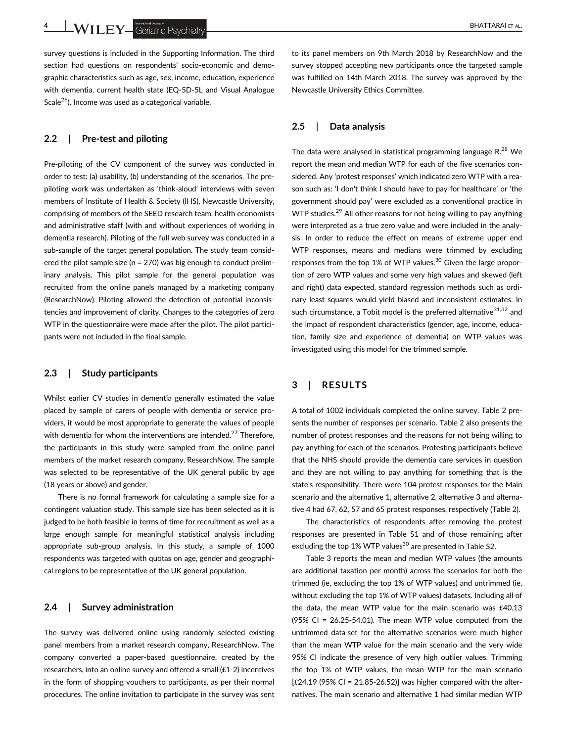survey questions is included in the Supporting Information. The third section had questions on respondents' socio-economic and demographic characteristics such as age, sex, income, education, experience with dementia, current health state (EQ-5D-5L and Visual Analogue Scale[26]). Income was used as a categorical variable.

### 2.2 | Pre-test and piloting

Pre-piloting of the CV component of the survey was conducted in order to test: (a) usability, (b) understanding of the scenarios. The pre-piloting work was undertaken as 'think-aloud' interviews with seven members of Institute of Health & Society (IHS), Newcastle University, comprising of members of the SEED research team, health economists and administrative staff (with and without experiences of working in dementia research). Piloting of the full web survey was conducted in a sub-sample of the target general population. The study team considered the pilot sample size (n = 270) was big enough to conduct preliminary analysis. This pilot sample for the general population was recruited from the online panels managed by a marketing company (ResearchNow). Piloting allowed the detection of potential inconsistencies and improvement of clarity. Changes to the categories of zero WTP in the questionnaire were made after the pilot. The pilot participants were not included in the final sample.

### 2.3 | Study participants

Whilst earlier CV studies in dementia generally estimated the value placed by sample of carers of people with dementia or service providers, it would be most appropriate to generate the values of people with dementia for whom the interventions are intended.[27] Therefore, the participants in this study were sampled from the online panel members of the market research company, ResearchNow. The sample was selected to be representative of the UK general public by age (18 years or above) and gender.

There is no formal framework for calculating a sample size for a contingent valuation study. This sample size has been selected as it is judged to be both feasible in terms of time for recruitment as well as a large enough sample for meaningful statistical analysis including appropriate sub-group analysis. In this study, a sample of 1000 respondents was targeted with quotas on age, gender and geographical regions to be representative of the UK general population.

### 2.4 | Survey administration

The survey was delivered online using randomly selected existing panel members from a market research company, ResearchNow. The company converted a paper-based questionnaire, created by the researchers, into an online survey and offered a small (£1-2) incentives in the form of shopping vouchers to participants, as per their normal procedures. The online invitation to participate in the survey was sent to its panel members on 9th March 2018 by ResearchNow and the survey stopped accepting new participants once the targeted sample was fulfilled on 14th March 2018. The survey was approved by the Newcastle University Ethics Committee.

### 2.5 | Data analysis

The data were analysed in statistical programming language R.[28] We report the mean and median WTP for each of the five scenarios considered. Any 'protest responses' which indicated zero WTP with a reason such as: 'I don't think I should have to pay for healthcare' or 'the government should pay' were excluded as a conventional practice in WTP studies.[29] All other reasons for not being willing to pay anything were interpreted as a true zero value and were included in the analysis. In order to reduce the effect on means of extreme upper end WTP responses, means and medians were trimmed by excluding responses from the top 1% of WTP values.[30] Given the large proportion of zero WTP values and some very high values and skewed (left and right) data expected, standard regression methods such as ordinary least squares would yield biased and inconsistent estimates. In such circumstance, a Tobit model is the preferred alternative[31,32] and the impact of respondent characteristics (gender, age, income, education, family size and experience of dementia) on WTP values was investigated using this model for the trimmed sample.

## 3 | RESULTS

A total of 1002 individuals completed the online survey. Table 2 presents the number of responses per scenario. Table 2 also presents the number of protest responses and the reasons for not being willing to pay anything for each of the scenarios. Protesting participants believe that the NHS should provide the dementia care services in question and they are not willing to pay anything for something that is the state's responsibility. There were 104 protest responses for the Main scenario and the alternative 1, alternative 2, alternative 3 and alternative 4 had 67, 62, 57 and 65 protest responses, respectively (Table 2).

The characteristics of respondents after removing the protest responses are presented in Table S1 and of those remaining after excluding the top 1% WTP values[30] are presented in Table S2.

Table 3 reports the mean and median WTP values (the amounts are additional taxation per month) across the scenarios for both the trimmed (ie, excluding the top 1% of WTP values) and untrimmed (ie, without excluding the top 1% of WTP values) datasets. Including all of the data, the mean WTP value for the main scenario was £40.13 (95% CI = 26.25-54.01). The mean WTP value computed from the untrimmed data set for the alternative scenarios were much higher than the mean WTP value for the main scenario and the very wide 95% CI indicate the presence of very high outlier values. Trimming the top 1% of WTP values, the mean WTP for the main scenario [£24.19 (95% CI = 21.85-26.52)] was higher compared with the alternatives. The main scenario and alternative 1 had similar median WTP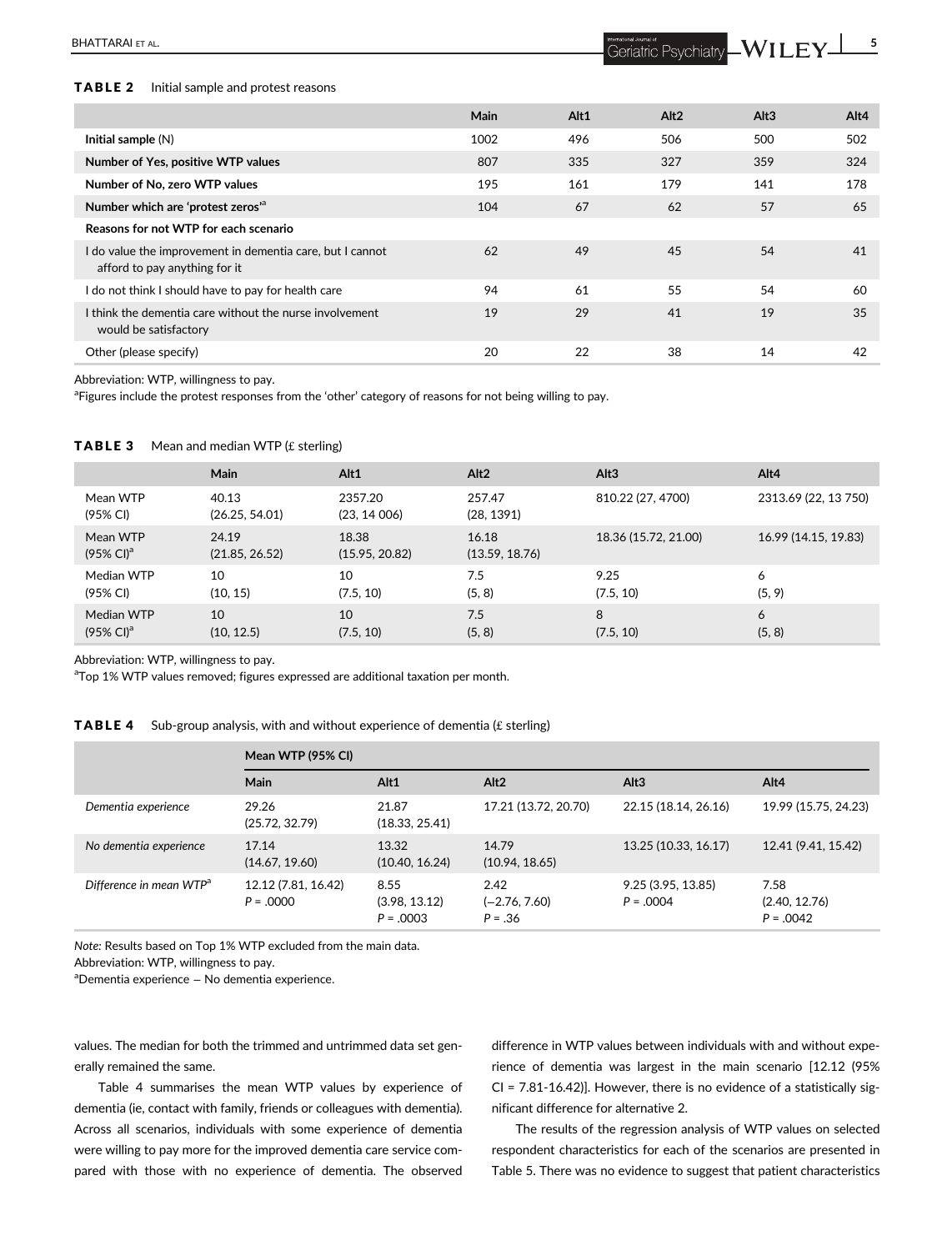**TABLE 2** Initial sample and protest reasons

| | Main | Alt1 | Alt2 | Alt3 | Alt4 |
|---|---|---|---|---|---|
| **Initial sample** (N) | 1002 | 496 | 506 | 500 | 502 |
| **Number of Yes, positive WTP values** | 807 | 335 | 327 | 359 | 324 |
| **Number of No, zero WTP values** | 195 | 161 | 179 | 141 | 178 |
| **Number which are 'protest zeros'**[a] | 104 | 67 | 62 | 57 | 65 |
| **Reasons for not WTP for each scenario** | | | | | |
| I do value the improvement in dementia care, but I cannot afford to pay anything for it | 62 | 49 | 45 | 54 | 41 |
| I do not think I should have to pay for health care | 94 | 61 | 55 | 54 | 60 |
| I think the dementia care without the nurse involvement would be satisfactory | 19 | 29 | 41 | 19 | 35 |
| Other (please specify) | 20 | 22 | 38 | 14 | 42 |

Abbreviation: WTP, willingness to pay.
[a]Figures include the protest responses from the 'other' category of reasons for not being willing to pay.

**TABLE 3** Mean and median WTP (£ sterling)

| | Main | Alt1 | Alt2 | Alt3 | Alt4 |
|---|---|---|---|---|---|
| Mean WTP (95% CI) | 40.13 (26.25, 54.01) | 2357.20 (23, 14 006) | 257.47 (28, 1391) | 810.22 (27, 4700) | 2313.69 (22, 13 750) |
| Mean WTP (95% CI)[a] | 24.19 (21.85, 26.52) | 18.38 (15.95, 20.82) | 16.18 (13.59, 18.76) | 18.36 (15.72, 21.00) | 16.99 (14.15, 19.83) |
| Median WTP (95% CI) | 10 (10, 15) | 10 (7.5, 10) | 7.5 (5, 8) | 9.25 (7.5, 10) | 6 (5, 9) |
| Median WTP (95% CI)[a] | 10 (10, 12.5) | 10 (7.5, 10) | 7.5 (5, 8) | 8 (7.5, 10) | 6 (5, 8) |

Abbreviation: WTP, willingness to pay.
[a]Top 1% WTP values removed; figures expressed are additional taxation per month.

**TABLE 4** Sub-group analysis, with and without experience of dementia (£ sterling)

| | Mean WTP (95% CI) | | | | |
|---|---|---|---|---|---|
| | Main | Alt1 | Alt2 | Alt3 | Alt4 |
| *Dementia experience* | 29.26 (25.72, 32.79) | 21.87 (18.33, 25.41) | 17.21 (13.72, 20.70) | 22.15 (18.14, 26.16) | 19.99 (15.75, 24.23) |
| *No dementia experience* | 17.14 (14.67, 19.60) | 13.32 (10.40, 16.24) | 14.79 (10.94, 18.65) | 13.25 (10.33, 16.17) | 12.41 (9.41, 15.42) |
| *Difference in mean WTP*[a] | 12.12 (7.81, 16.42) $P = .0000$ | 8.55 (3.98, 13.12) $P = .0003$ | 2.42 (−2.76, 7.60) $P = .36$ | 9.25 (3.95, 13.85) $P = .0004$ | 7.58 (2.40, 12.76) $P = .0042$ |

*Note:* Results based on Top 1% WTP excluded from the main data.
Abbreviation: WTP, willingness to pay.
[a]Dementia experience − No dementia experience.

values. The median for both the trimmed and untrimmed data set generally remained the same.

Table 4 summarises the mean WTP values by experience of dementia (ie, contact with family, friends or colleagues with dementia). Across all scenarios, individuals with some experience of dementia were willing to pay more for the improved dementia care service compared with those with no experience of dementia. The observed difference in WTP values between individuals with and without experience of dementia was largest in the main scenario [12.12 (95% CI = 7.81-16.42)]. However, there is no evidence of a statistically significant difference for alternative 2.

The results of the regression analysis of WTP values on selected respondent characteristics for each of the scenarios are presented in Table 5. There was no evidence to suggest that patient characteristics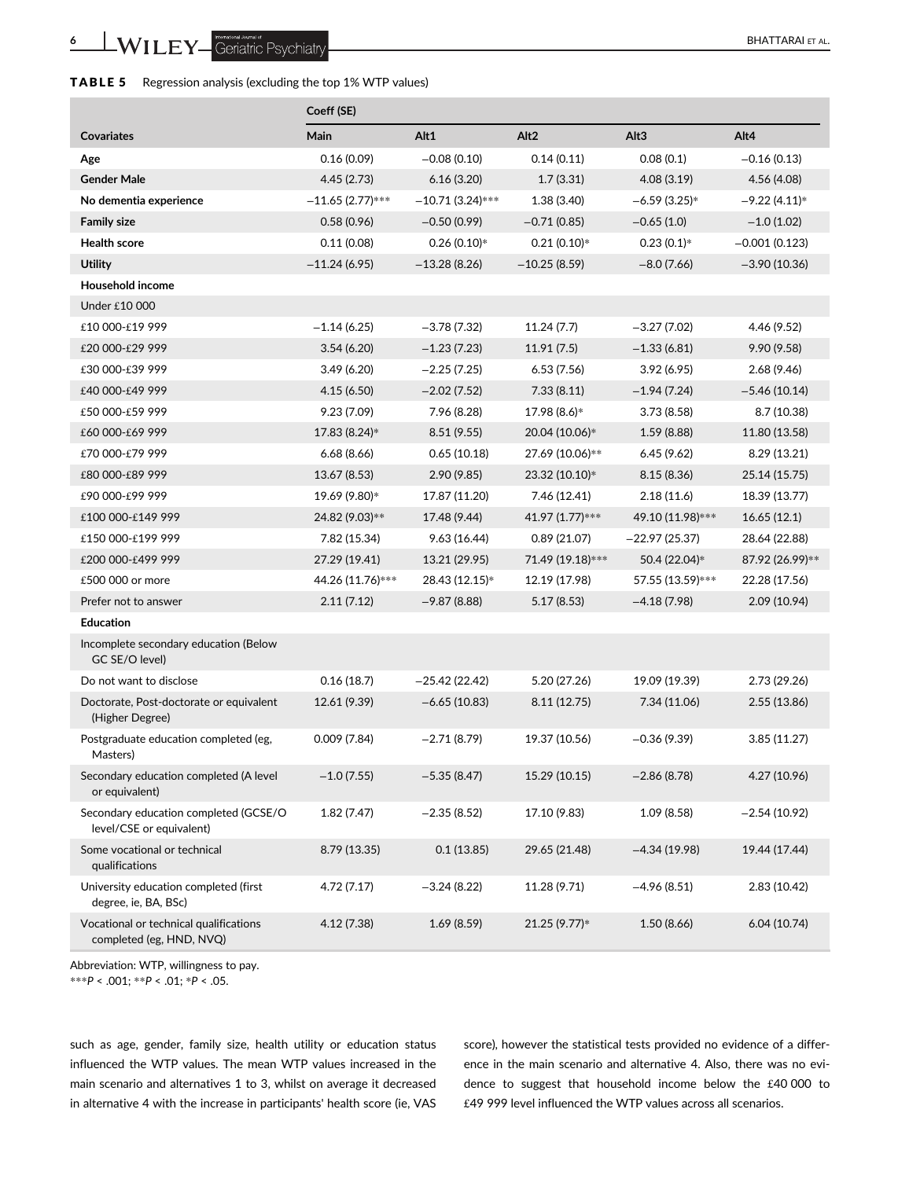**TABLE 5** Regression analysis (excluding the top 1% WTP values)

| | Coeff (SE) | | | | |
|---|---|---|---|---|---|
| **Covariates** | **Main** | **Alt1** | **Alt2** | **Alt3** | **Alt4** |
| **Age** | 0.16 (0.09) | −0.08 (0.10) | 0.14 (0.11) | 0.08 (0.1) | −0.16 (0.13) |
| **Gender Male** | 4.45 (2.73) | 6.16 (3.20) | 1.7 (3.31) | 4.08 (3.19) | 4.56 (4.08) |
| **No dementia experience** | −11.65 (2.77)*** | −10.71 (3.24)*** | 1.38 (3.40) | −6.59 (3.25)* | −9.22 (4.11)* |
| **Family size** | 0.58 (0.96) | −0.50 (0.99) | −0.71 (0.85) | −0.65 (1.0) | −1.0 (1.02) |
| **Health score** | 0.11 (0.08) | 0.26 (0.10)* | 0.21 (0.10)* | 0.23 (0.1)* | −0.001 (0.123) |
| **Utility** | −11.24 (6.95) | −13.28 (8.26) | −10.25 (8.59) | −8.0 (7.66) | −3.90 (10.36) |
| **Household income** | | | | | |
| Under £10 000 | | | | | |
| £10 000-£19 999 | −1.14 (6.25) | −3.78 (7.32) | 11.24 (7.7) | −3.27 (7.02) | 4.46 (9.52) |
| £20 000-£29 999 | 3.54 (6.20) | −1.23 (7.23) | 11.91 (7.5) | −1.33 (6.81) | 9.90 (9.58) |
| £30 000-£39 999 | 3.49 (6.20) | −2.25 (7.25) | 6.53 (7.56) | 3.92 (6.95) | 2.68 (9.46) |
| £40 000-£49 999 | 4.15 (6.50) | −2.02 (7.52) | 7.33 (8.11) | −1.94 (7.24) | −5.46 (10.14) |
| £50 000-£59 999 | 9.23 (7.09) | 7.96 (8.28) | 17.98 (8.6)* | 3.73 (8.58) | 8.7 (10.38) |
| £60 000-£69 999 | 17.83 (8.24)* | 8.51 (9.55) | 20.04 (10.06)* | 1.59 (8.88) | 11.80 (13.58) |
| £70 000-£79 999 | 6.68 (8.66) | 0.65 (10.18) | 27.69 (10.06)** | 6.45 (9.62) | 8.29 (13.21) |
| £80 000-£89 999 | 13.67 (8.53) | 2.90 (9.85) | 23.32 (10.10)* | 8.15 (8.36) | 25.14 (15.75) |
| £90 000-£99 999 | 19.69 (9.80)* | 17.87 (11.20) | 7.46 (12.41) | 2.18 (11.6) | 18.39 (13.77) |
| £100 000-£149 999 | 24.82 (9.03)** | 17.48 (9.44) | 41.97 (1.77)*** | 49.10 (11.98)*** | 16.65 (12.1) |
| £150 000-£199 999 | 7.82 (15.34) | 9.63 (16.44) | 0.89 (21.07) | −22.97 (25.37) | 28.64 (22.88) |
| £200 000-£499 999 | 27.29 (19.41) | 13.21 (29.95) | 71.49 (19.18)*** | 50.4 (22.04)* | 87.92 (26.99)** |
| £500 000 or more | 44.26 (11.76)*** | 28.43 (12.15)* | 12.19 (17.98) | 57.55 (13.59)*** | 22.28 (17.56) |
| Prefer not to answer | 2.11 (7.12) | −9.87 (8.88) | 5.17 (8.53) | −4.18 (7.98) | 2.09 (10.94) |
| **Education** | | | | | |
| Incomplete secondary education (Below GC SE/O level) | | | | | |
| Do not want to disclose | 0.16 (18.7) | −25.42 (22.42) | 5.20 (27.26) | 19.09 (19.39) | 2.73 (29.26) |
| Doctorate, Post-doctorate or equivalent (Higher Degree) | 12.61 (9.39) | −6.65 (10.83) | 8.11 (12.75) | 7.34 (11.06) | 2.55 (13.86) |
| Postgraduate education completed (eg, Masters) | 0.009 (7.84) | −2.71 (8.79) | 19.37 (10.56) | −0.36 (9.39) | 3.85 (11.27) |
| Secondary education completed (A level or equivalent) | −1.0 (7.55) | −5.35 (8.47) | 15.29 (10.15) | −2.86 (8.78) | 4.27 (10.96) |
| Secondary education completed (GCSE/O level/CSE or equivalent) | 1.82 (7.47) | −2.35 (8.52) | 17.10 (9.83) | 1.09 (8.58) | −2.54 (10.92) |
| Some vocational or technical qualifications | 8.79 (13.35) | 0.1 (13.85) | 29.65 (21.48) | −4.34 (19.98) | 19.44 (17.44) |
| University education completed (first degree, ie, BA, BSc) | 4.72 (7.17) | −3.24 (8.22) | 11.28 (9.71) | −4.96 (8.51) | 2.83 (10.42) |
| Vocational or technical qualifications completed (eg, HND, NVQ) | 4.12 (7.38) | 1.69 (8.59) | 21.25 (9.77)* | 1.50 (8.66) | 6.04 (10.74) |

Abbreviation: WTP, willingness to pay.
***$P < .001$; **$P < .01$; *$P < .05$.

such as age, gender, family size, health utility or education status influenced the WTP values. The mean WTP values increased in the main scenario and alternatives 1 to 3, whilst on average it decreased in alternative 4 with the increase in participants' health score (ie, VAS score), however the statistical tests provided no evidence of a difference in the main scenario and alternative 4. Also, there was no evidence to suggest that household income below the £40 000 to £49 999 level influenced the WTP values across all scenarios.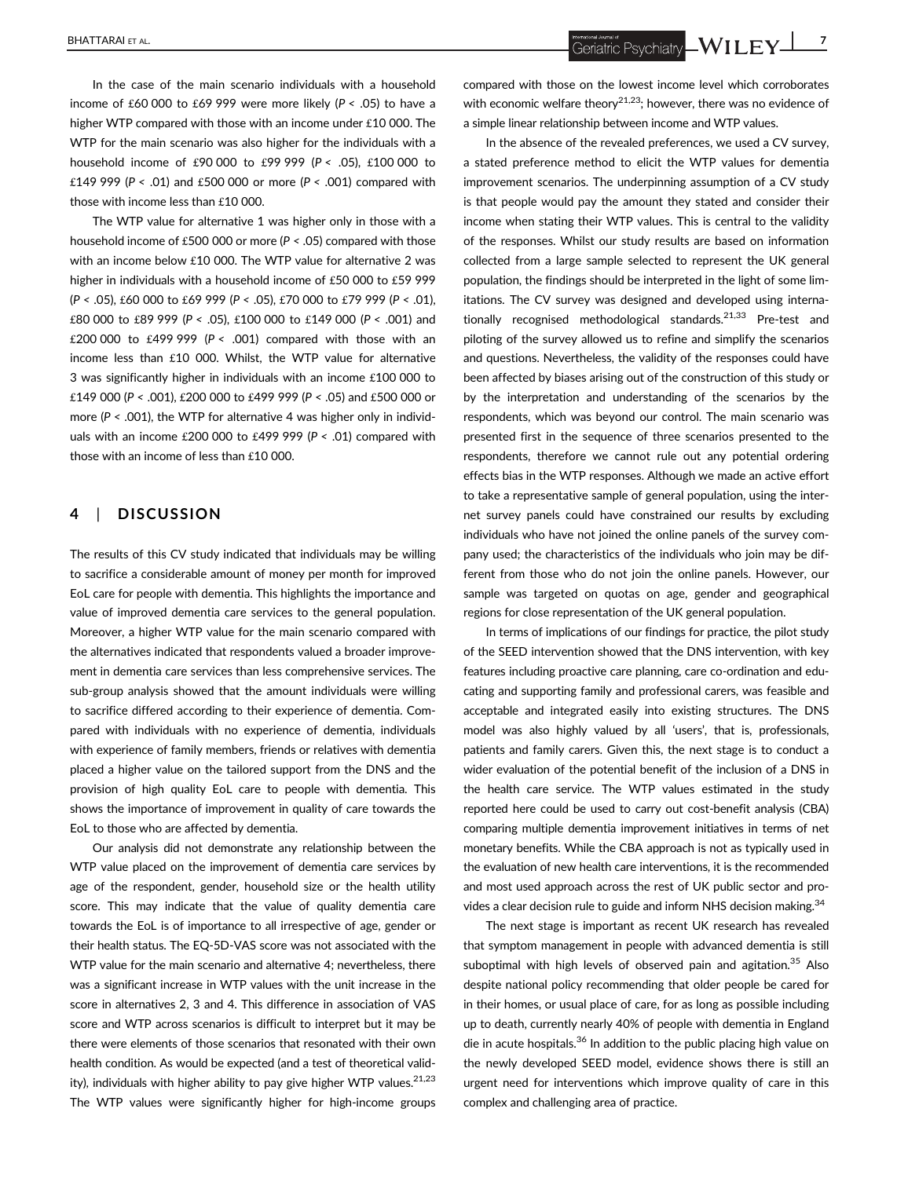In the case of the main scenario individuals with a household income of £60 000 to £69 999 were more likely ($P < .05$) to have a higher WTP compared with those with an income under £10 000. The WTP for the main scenario was also higher for the individuals with a household income of £90 000 to £99 999 ($P < .05$), £100 000 to £149 999 ($P < .01$) and £500 000 or more ($P < .001$) compared with those with income less than £10 000.

The WTP value for alternative 1 was higher only in those with a household income of £500 000 or more ($P < .05$) compared with those with an income below £10 000. The WTP value for alternative 2 was higher in individuals with a household income of £50 000 to £59 999 ($P < .05$), £60 000 to £69 999 ($P < .05$), £70 000 to £79 999 ($P < .01$), £80 000 to £89 999 ($P < .05$), £100 000 to £149 000 ($P < .001$) and £200 000 to £499 999 ($P < .001$) compared with those with an income less than £10 000. Whilst, the WTP value for alternative 3 was significantly higher in individuals with an income £100 000 to £149 000 ($P < .001$), £200 000 to £499 999 ($P < .05$) and £500 000 or more ($P < .001$), the WTP for alternative 4 was higher only in individuals with an income £200 000 to £499 999 ($P < .01$) compared with those with an income of less than £10 000.

## 4 | DISCUSSION

The results of this CV study indicated that individuals may be willing to sacrifice a considerable amount of money per month for improved EoL care for people with dementia. This highlights the importance and value of improved dementia care services to the general population. Moreover, a higher WTP value for the main scenario compared with the alternatives indicated that respondents valued a broader improvement in dementia care services than less comprehensive services. The sub-group analysis showed that the amount individuals were willing to sacrifice differed according to their experience of dementia. Compared with individuals with no experience of dementia, individuals with experience of family members, friends or relatives with dementia placed a higher value on the tailored support from the DNS and the provision of high quality EoL care to people with dementia. This shows the importance of improvement in quality of care towards the EoL to those who are affected by dementia.

Our analysis did not demonstrate any relationship between the WTP value placed on the improvement of dementia care services by age of the respondent, gender, household size or the health utility score. This may indicate that the value of quality dementia care towards the EoL is of importance to all irrespective of age, gender or their health status. The EQ-5D-VAS score was not associated with the WTP value for the main scenario and alternative 4; nevertheless, there was a significant increase in WTP values with the unit increase in the score in alternatives 2, 3 and 4. This difference in association of VAS score and WTP across scenarios is difficult to interpret but it may be there were elements of those scenarios that resonated with their own health condition. As would be expected (and a test of theoretical validity), individuals with higher ability to pay give higher WTP values.[21,23] The WTP values were significantly higher for high-income groups compared with those on the lowest income level which corroborates with economic welfare theory[21,23]; however, there was no evidence of a simple linear relationship between income and WTP values.

In the absence of the revealed preferences, we used a CV survey, a stated preference method to elicit the WTP values for dementia improvement scenarios. The underpinning assumption of a CV study is that people would pay the amount they stated and consider their income when stating their WTP values. This is central to the validity of the responses. Whilst our study results are based on information collected from a large sample selected to represent the UK general population, the findings should be interpreted in the light of some limitations. The CV survey was designed and developed using internationally recognised methodological standards.[21,33] Pre-test and piloting of the survey allowed us to refine and simplify the scenarios and questions. Nevertheless, the validity of the responses could have been affected by biases arising out of the construction of this study or by the interpretation and understanding of the scenarios by the respondents, which was beyond our control. The main scenario was presented first in the sequence of three scenarios presented to the respondents, therefore we cannot rule out any potential ordering effects bias in the WTP responses. Although we made an active effort to take a representative sample of general population, using the internet survey panels could have constrained our results by excluding individuals who have not joined the online panels of the survey company used; the characteristics of the individuals who join may be different from those who do not join the online panels. However, our sample was targeted on quotas on age, gender and geographical regions for close representation of the UK general population.

In terms of implications of our findings for practice, the pilot study of the SEED intervention showed that the DNS intervention, with key features including proactive care planning, care co-ordination and educating and supporting family and professional carers, was feasible and acceptable and integrated easily into existing structures. The DNS model was also highly valued by all 'users', that is, professionals, patients and family carers. Given this, the next stage is to conduct a wider evaluation of the potential benefit of the inclusion of a DNS in the health care service. The WTP values estimated in the study reported here could be used to carry out cost-benefit analysis (CBA) comparing multiple dementia improvement initiatives in terms of net monetary benefits. While the CBA approach is not as typically used in the evaluation of new health care interventions, it is the recommended and most used approach across the rest of UK public sector and provides a clear decision rule to guide and inform NHS decision making.[34]

The next stage is important as recent UK research has revealed that symptom management in people with advanced dementia is still suboptimal with high levels of observed pain and agitation.[35] Also despite national policy recommending that older people be cared for in their homes, or usual place of care, for as long as possible including up to death, currently nearly 40% of people with dementia in England die in acute hospitals.[36] In addition to the public placing high value on the newly developed SEED model, evidence shows there is still an urgent need for interventions which improve quality of care in this complex and challenging area of practice.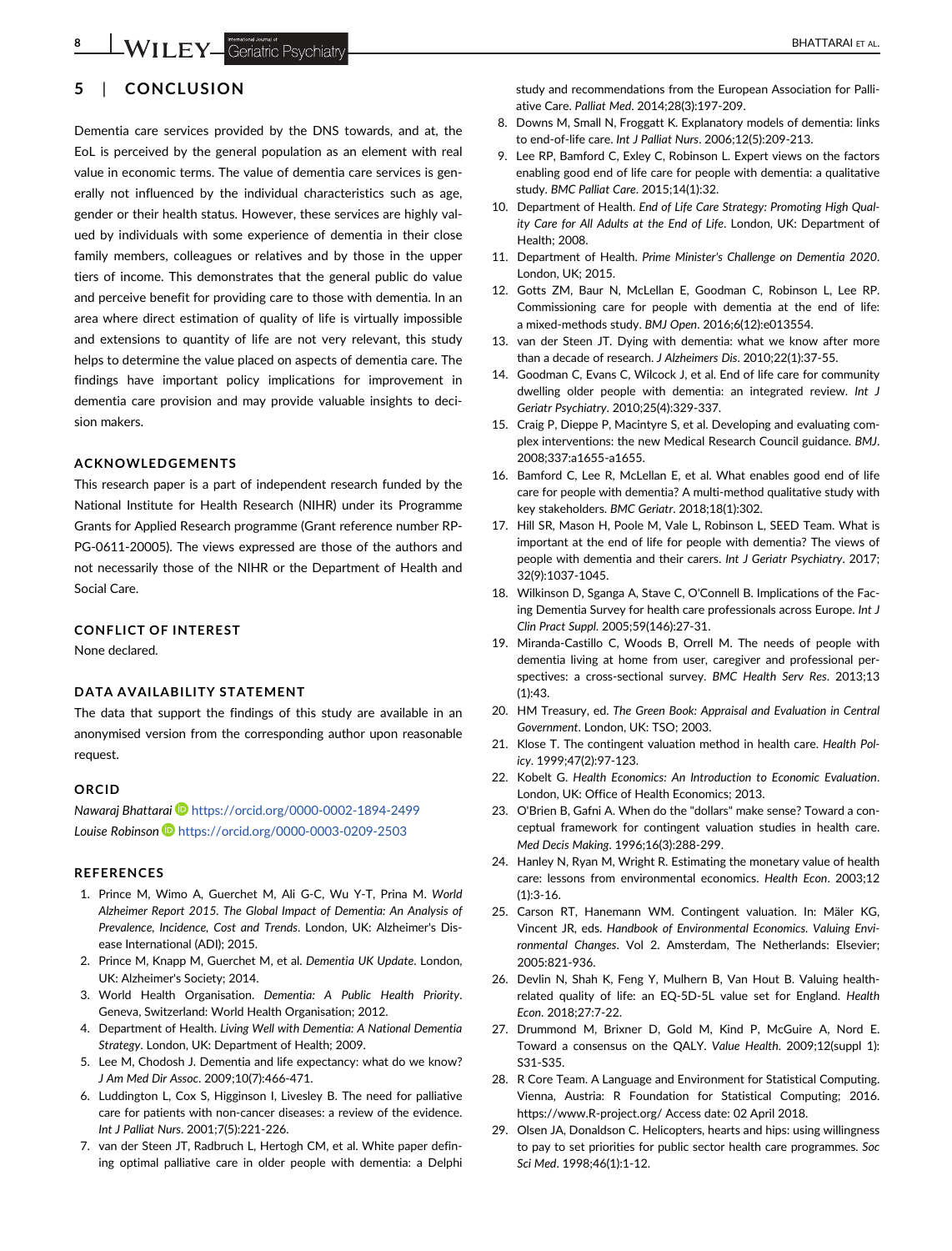## 5 | CONCLUSION

Dementia care services provided by the DNS towards, and at, the EoL is perceived by the general population as an element with real value in economic terms. The value of dementia care services is generally not influenced by the individual characteristics such as age, gender or their health status. However, these services are highly valued by individuals with some experience of dementia in their close family members, colleagues or relatives and by those in the upper tiers of income. This demonstrates that the general public do value and perceive benefit for providing care to those with dementia. In an area where direct estimation of quality of life is virtually impossible and extensions to quantity of life are not very relevant, this study helps to determine the value placed on aspects of dementia care. The findings have important policy implications for improvement in dementia care provision and may provide valuable insights to decision makers.

### ACKNOWLEDGEMENTS

This research paper is a part of independent research funded by the National Institute for Health Research (NIHR) under its Programme Grants for Applied Research programme (Grant reference number RP-PG-0611-20005). The views expressed are those of the authors and not necessarily those of the NIHR or the Department of Health and Social Care.

### CONFLICT OF INTEREST

None declared.

### DATA AVAILABILITY STATEMENT

The data that support the findings of this study are available in an anonymised version from the corresponding author upon reasonable request.

### ORCID

*Nawaraj Bhattarai* https://orcid.org/0000-0002-1894-2499
*Louise Robinson* https://orcid.org/0000-0003-0209-2503

### REFERENCES

1. Prince M, Wimo A, Guerchet M, Ali G-C, Wu Y-T, Prina M. *World Alzheimer Report 2015. The Global Impact of Dementia: An Analysis of Prevalence, Incidence, Cost and Trends*. London, UK: Alzheimer's Disease International (ADI); 2015.
2. Prince M, Knapp M, Guerchet M, et al. *Dementia UK Update*. London, UK: Alzheimer's Society; 2014.
3. World Health Organisation. *Dementia: A Public Health Priority*. Geneva, Switzerland: World Health Organisation; 2012.
4. Department of Health. *Living Well with Dementia: A National Dementia Strategy*. London, UK: Department of Health; 2009.
5. Lee M, Chodosh J. Dementia and life expectancy: what do we know? *J Am Med Dir Assoc*. 2009;10(7):466-471.
6. Luddington L, Cox S, Higginson I, Livesley B. The need for palliative care for patients with non-cancer diseases: a review of the evidence. *Int J Palliat Nurs*. 2001;7(5):221-226.
7. van der Steen JT, Radbruch L, Hertogh CM, et al. White paper defining optimal palliative care in older people with dementia: a Delphi study and recommendations from the European Association for Palliative Care. *Palliat Med*. 2014;28(3):197-209.
8. Downs M, Small N, Froggatt K. Explanatory models of dementia: links to end-of-life care. *Int J Palliat Nurs*. 2006;12(5):209-213.
9. Lee RP, Bamford C, Exley C, Robinson L. Expert views on the factors enabling good end of life care for people with dementia: a qualitative study. *BMC Palliat Care*. 2015;14(1):32.
10. Department of Health. *End of Life Care Strategy: Promoting High Quality Care for All Adults at the End of Life*. London, UK: Department of Health; 2008.
11. Department of Health. *Prime Minister's Challenge on Dementia 2020*. London, UK; 2015.
12. Gotts ZM, Baur N, McLellan E, Goodman C, Robinson L, Lee RP. Commissioning care for people with dementia at the end of life: a mixed-methods study. *BMJ Open*. 2016;6(12):e013554.
13. van der Steen JT. Dying with dementia: what we know after more than a decade of research. *J Alzheimers Dis*. 2010;22(1):37-55.
14. Goodman C, Evans C, Wilcock J, et al. End of life care for community dwelling older people with dementia: an integrated review. *Int J Geriatr Psychiatry*. 2010;25(4):329-337.
15. Craig P, Dieppe P, Macintyre S, et al. Developing and evaluating complex interventions: the new Medical Research Council guidance. *BMJ*. 2008;337:a1655-a1655.
16. Bamford C, Lee R, McLellan E, et al. What enables good end of life care for people with dementia? A multi-method qualitative study with key stakeholders. *BMC Geriatr*. 2018;18(1):302.
17. Hill SR, Mason H, Poole M, Vale L, Robinson L, SEED Team. What is important at the end of life for people with dementia? The views of people with dementia and their carers. *Int J Geriatr Psychiatry*. 2017;32(9):1037-1045.
18. Wilkinson D, Sganga A, Stave C, O'Connell B. Implications of the Facing Dementia Survey for health care professionals across Europe. *Int J Clin Pract Suppl*. 2005;59(146):27-31.
19. Miranda-Castillo C, Woods B, Orrell M. The needs of people with dementia living at home from user, caregiver and professional perspectives: a cross-sectional survey. *BMC Health Serv Res*. 2013;13(1):43.
20. HM Treasury, ed. *The Green Book: Appraisal and Evaluation in Central Government*. London, UK: TSO; 2003.
21. Klose T. The contingent valuation method in health care. *Health Policy*. 1999;47(2):97-123.
22. Kobelt G. *Health Economics: An Introduction to Economic Evaluation*. London, UK: Office of Health Economics; 2013.
23. O'Brien B, Gafni A. When do the "dollars" make sense? Toward a conceptual framework for contingent valuation studies in health care. *Med Decis Making*. 1996;16(3):288-299.
24. Hanley N, Ryan M, Wright R. Estimating the monetary value of health care: lessons from environmental economics. *Health Econ*. 2003;12(1):3-16.
25. Carson RT, Hanemann WM. Contingent valuation. In: Mäler KG, Vincent JR, eds. *Handbook of Environmental Economics. Valuing Environmental Changes*. Vol 2. Amsterdam, The Netherlands: Elsevier; 2005:821-936.
26. Devlin N, Shah K, Feng Y, Mulhern B, Van Hout B. Valuing health-related quality of life: an EQ-5D-5L value set for England. *Health Econ*. 2018;27:7-22.
27. Drummond M, Brixner D, Gold M, Kind P, McGuire A, Nord E. Toward a consensus on the QALY. *Value Health*. 2009;12(suppl 1):S31-S35.
28. R Core Team. A Language and Environment for Statistical Computing. Vienna, Austria: R Foundation for Statistical Computing; 2016. https://www.R-project.org/ Access date: 02 April 2018.
29. Olsen JA, Donaldson C. Helicopters, hearts and hips: using willingness to pay to set priorities for public sector health care programmes. *Soc Sci Med*. 1998;46(1):1-12.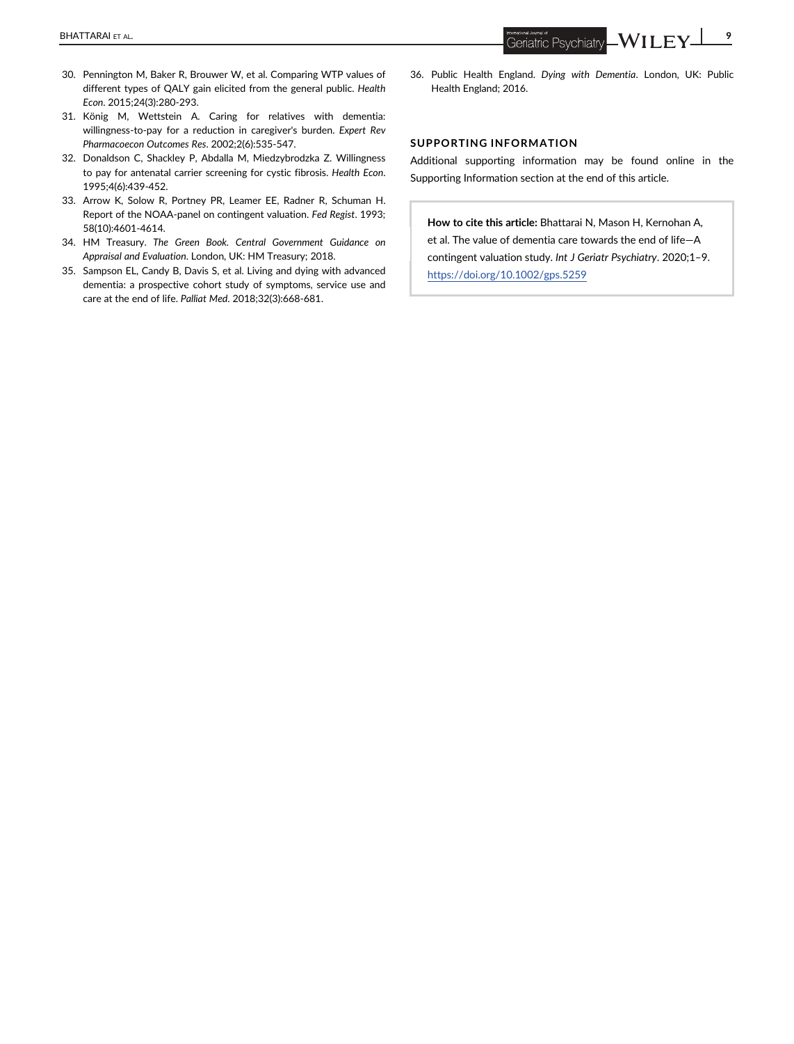30. Pennington M, Baker R, Brouwer W, et al. Comparing WTP values of different types of QALY gain elicited from the general public. *Health Econ*. 2015;24(3):280-293.
31. König M, Wettstein A. Caring for relatives with dementia: willingness-to-pay for a reduction in caregiver's burden. *Expert Rev Pharmacoecon Outcomes Res*. 2002;2(6):535-547.
32. Donaldson C, Shackley P, Abdalla M, Miedzybrodzka Z. Willingness to pay for antenatal carrier screening for cystic fibrosis. *Health Econ*. 1995;4(6):439-452.
33. Arrow K, Solow R, Portney PR, Leamer EE, Radner R, Schuman H. Report of the NOAA-panel on contingent valuation. *Fed Regist*. 1993; 58(10):4601-4614.
34. HM Treasury. *The Green Book. Central Government Guidance on Appraisal and Evaluation*. London, UK: HM Treasury; 2018.
35. Sampson EL, Candy B, Davis S, et al. Living and dying with advanced dementia: a prospective cohort study of symptoms, service use and care at the end of life. *Palliat Med*. 2018;32(3):668-681.
36. Public Health England. *Dying with Dementia*. London, UK: Public Health England; 2016.

## SUPPORTING INFORMATION

Additional supporting information may be found online in the Supporting Information section at the end of this article.

**How to cite this article:** Bhattarai N, Mason H, Kernohan A, et al. The value of dementia care towards the end of life—A contingent valuation study. *Int J Geriatr Psychiatry*. 2020;1–9. https://doi.org/10.1002/gps.5259